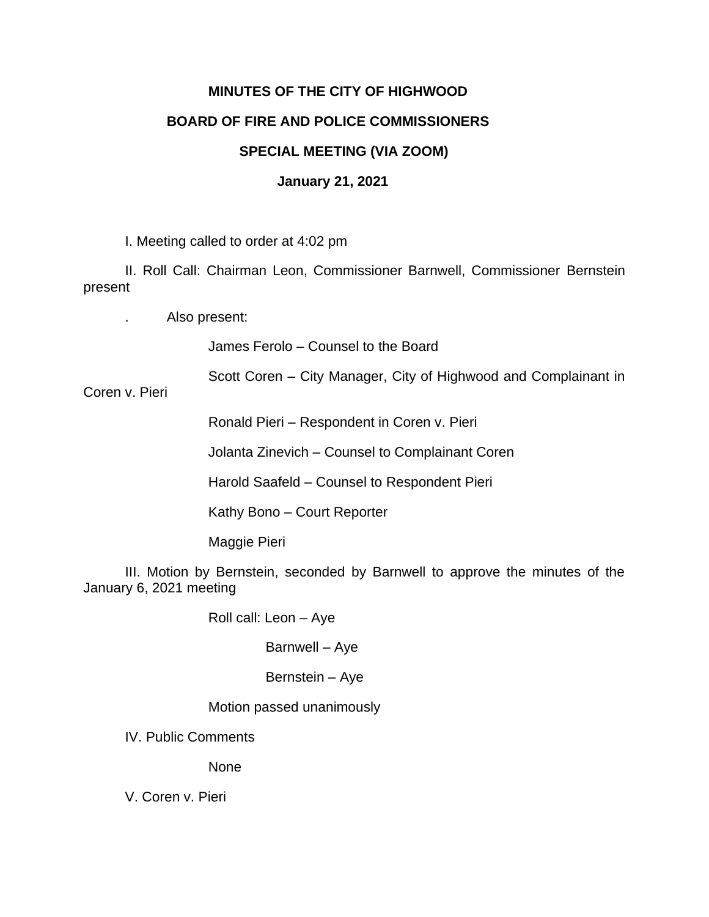**MINUTES OF THE CITY OF HIGHWOOD**

**BOARD OF FIRE AND POLICE COMMISSIONERS**

**SPECIAL MEETING (VIA ZOOM)**

**January 21, 2021**

I. Meeting called to order at 4:02 pm

II. Roll Call: Chairman Leon, Commissioner Barnwell, Commissioner Bernstein present

. Also present:

James Ferolo – Counsel to the Board

Scott Coren – City Manager, City of Highwood and Complainant in Coren v. Pieri

Ronald Pieri – Respondent in Coren v. Pieri

Jolanta Zinevich – Counsel to Complainant Coren

Harold Saafeld – Counsel to Respondent Pieri

Kathy Bono – Court Reporter

Maggie Pieri

III. Motion by Bernstein, seconded by Barnwell to approve the minutes of the January 6, 2021 meeting

Roll call: Leon – Aye

Barnwell – Aye

Bernstein – Aye

Motion passed unanimously

IV. Public Comments

None

V. Coren v. Pieri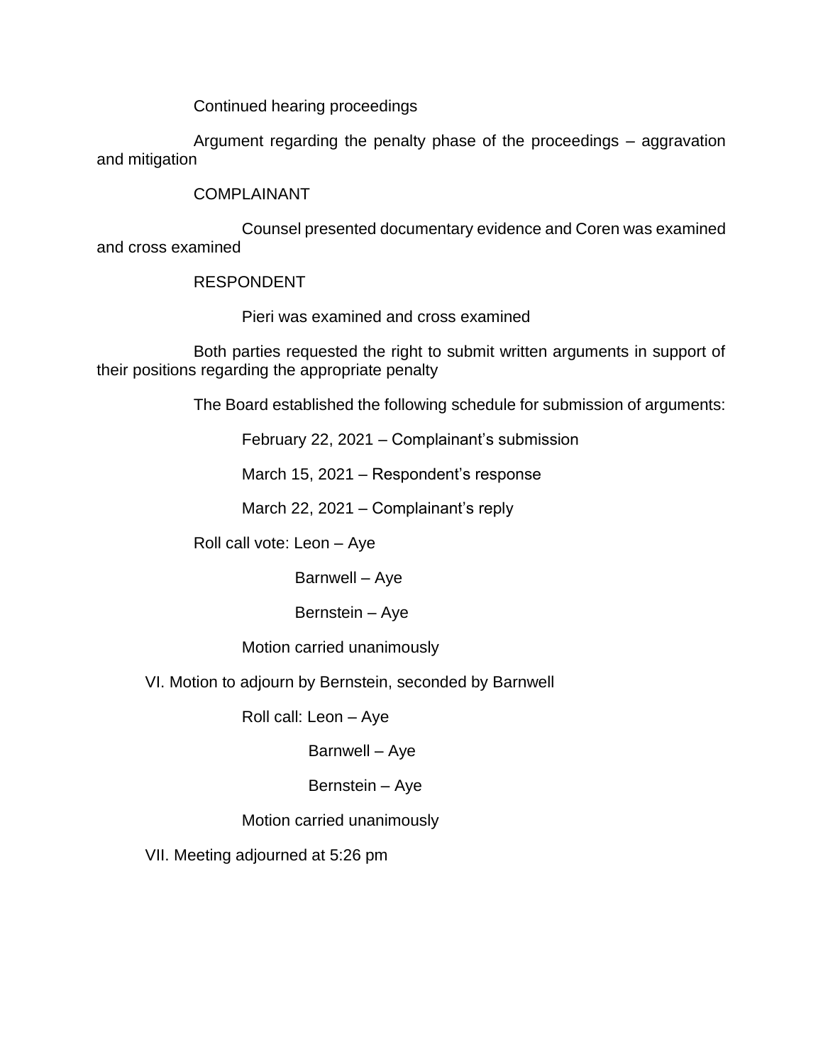Continued hearing proceedings

Argument regarding the penalty phase of the proceedings – aggravation and mitigation

COMPLAINANT

Counsel presented documentary evidence and Coren was examined and cross examined

RESPONDENT

Pieri was examined and cross examined

Both parties requested the right to submit written arguments in support of their positions regarding the appropriate penalty

The Board established the following schedule for submission of arguments:

February 22, 2021 – Complainant's submission

March 15, 2021 – Respondent's response

March 22, 2021 – Complainant's reply

Roll call vote: Leon – Aye

Barnwell – Aye

Bernstein – Aye

Motion carried unanimously

VI. Motion to adjourn by Bernstein, seconded by Barnwell

Roll call: Leon – Aye

Barnwell – Aye

Bernstein – Aye

Motion carried unanimously

VII. Meeting adjourned at 5:26 pm